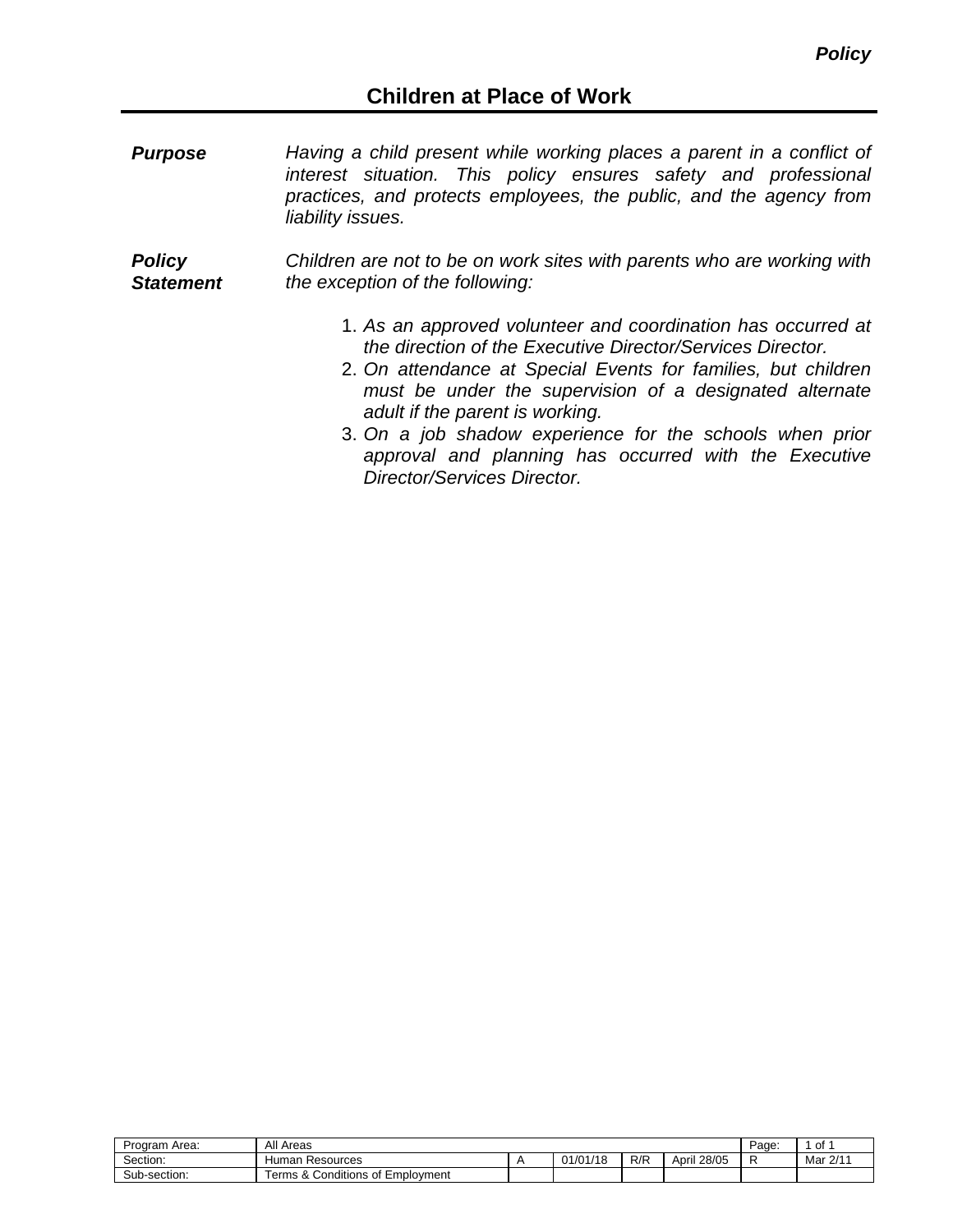# Children at Place of Work

**_Purpose_**

*Having a child present while working places a parent in a conflict of interest situation. This policy ensures safety and professional practices, and protects employees, the public, and the agency from liability issues.*

**_Policy Statement_**

*Children are not to be on work sites with parents who are working with the exception of the following:*

1. *As an approved volunteer and coordination has occurred at the direction of the Executive Director/Services Director.*
2. *On attendance at Special Events for families, but children must be under the supervision of a designated alternate adult if the parent is working.*
3. *On a job shadow experience for the schools when prior approval and planning has occurred with the Executive Director/Services Director.*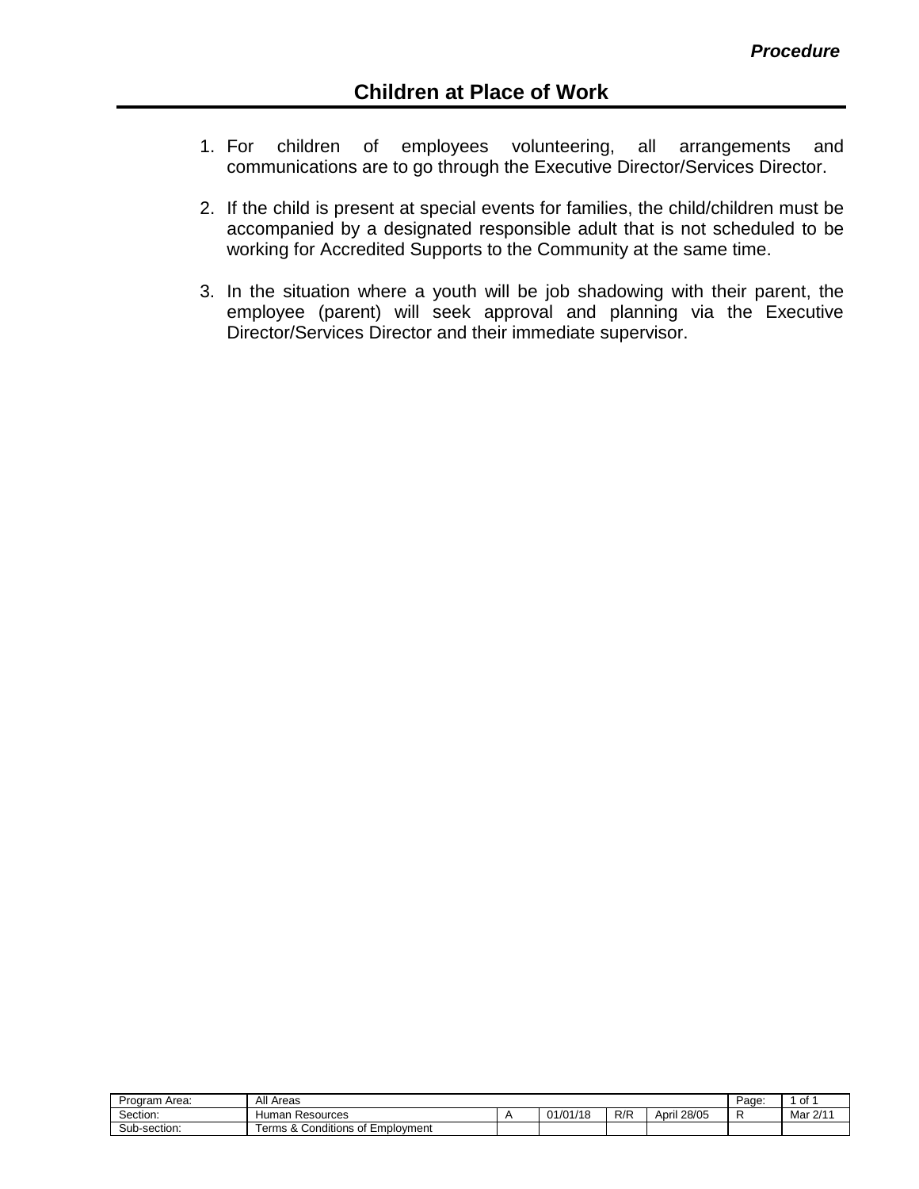*Procedure*

# Children at Place of Work

1. For children of employees volunteering, all arrangements and communications are to go through the Executive Director/Services Director.

2. If the child is present at special events for families, the child/children must be accompanied by a designated responsible adult that is not scheduled to be working for Accredited Supports to the Community at the same time.

3. In the situation where a youth will be job shadowing with their parent, the employee (parent) will seek approval and planning via the Executive Director/Services Director and their immediate supervisor.

| | | | | | | | |
|---|---|---|---|---|---|---|---|
| Program Area: | All Areas | | | | | Page: | 1 of 1 |
| Section: | Human Resources | A | 01/01/18 | R/R | April 28/05 | R | Mar 2/11 |
| Sub-section: | Terms & Conditions of Employment | | | | | | |